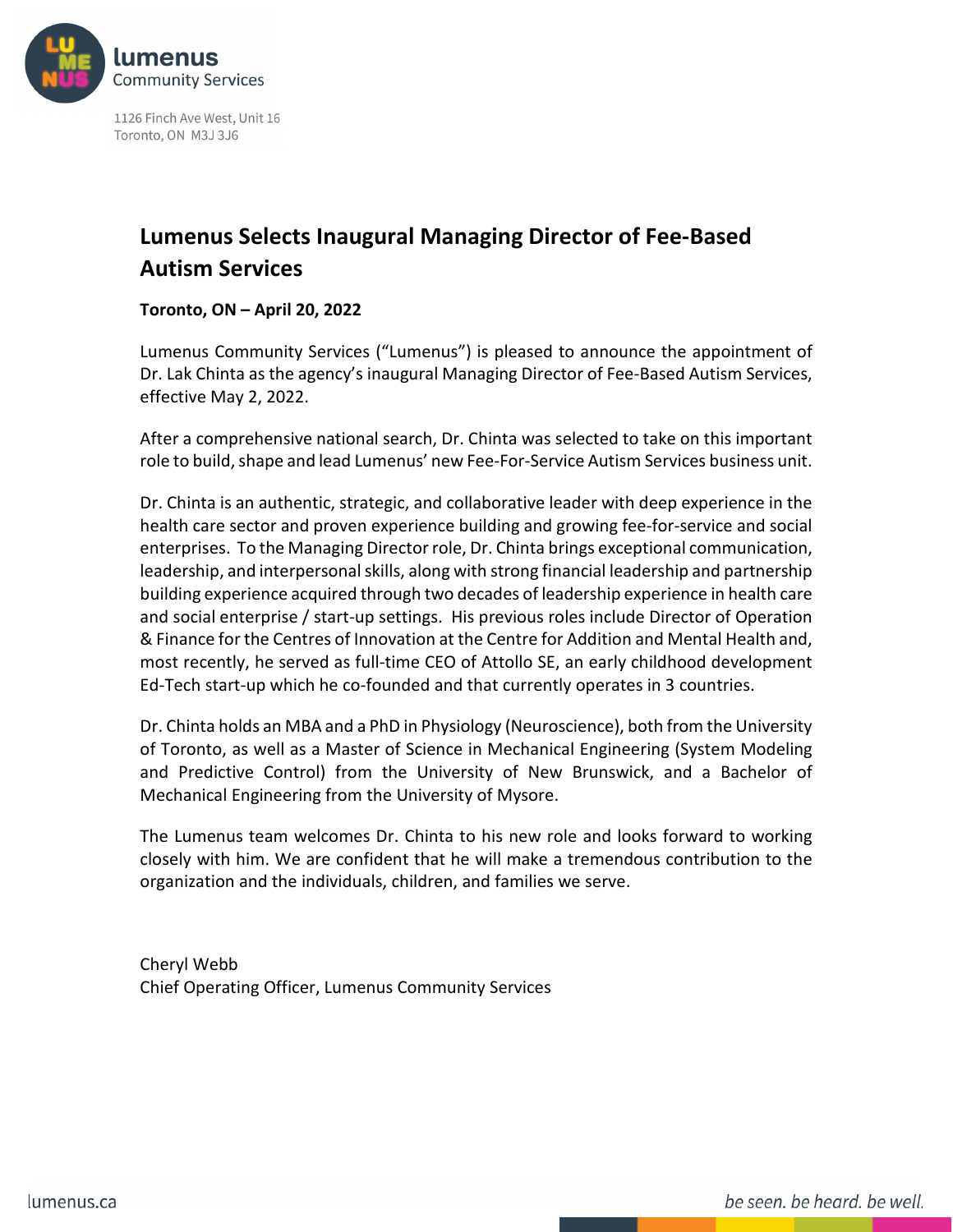**lumenus**
Community Services

1126 Finch Ave West, Unit 16
Toronto, ON M3J 3J6

# Lumenus Selects Inaugural Managing Director of Fee-Based Autism Services

**Toronto, ON – April 20, 2022**

Lumenus Community Services ("Lumenus") is pleased to announce the appointment of Dr. Lak Chinta as the agency's inaugural Managing Director of Fee-Based Autism Services, effective May 2, 2022.

After a comprehensive national search, Dr. Chinta was selected to take on this important role to build, shape and lead Lumenus' new Fee-For-Service Autism Services business unit.

Dr. Chinta is an authentic, strategic, and collaborative leader with deep experience in the health care sector and proven experience building and growing fee-for-service and social enterprises. To the Managing Director role, Dr. Chinta brings exceptional communication, leadership, and interpersonal skills, along with strong financial leadership and partnership building experience acquired through two decades of leadership experience in health care and social enterprise / start-up settings. His previous roles include Director of Operation & Finance for the Centres of Innovation at the Centre for Addition and Mental Health and, most recently, he served as full-time CEO of Attollo SE, an early childhood development Ed-Tech start-up which he co-founded and that currently operates in 3 countries.

Dr. Chinta holds an MBA and a PhD in Physiology (Neuroscience), both from the University of Toronto, as well as a Master of Science in Mechanical Engineering (System Modeling and Predictive Control) from the University of New Brunswick, and a Bachelor of Mechanical Engineering from the University of Mysore.

The Lumenus team welcomes Dr. Chinta to his new role and looks forward to working closely with him. We are confident that he will make a tremendous contribution to the organization and the individuals, children, and families we serve.

Cheryl Webb
Chief Operating Officer, Lumenus Community Services

lumenus.ca

*be seen. be heard. be well.*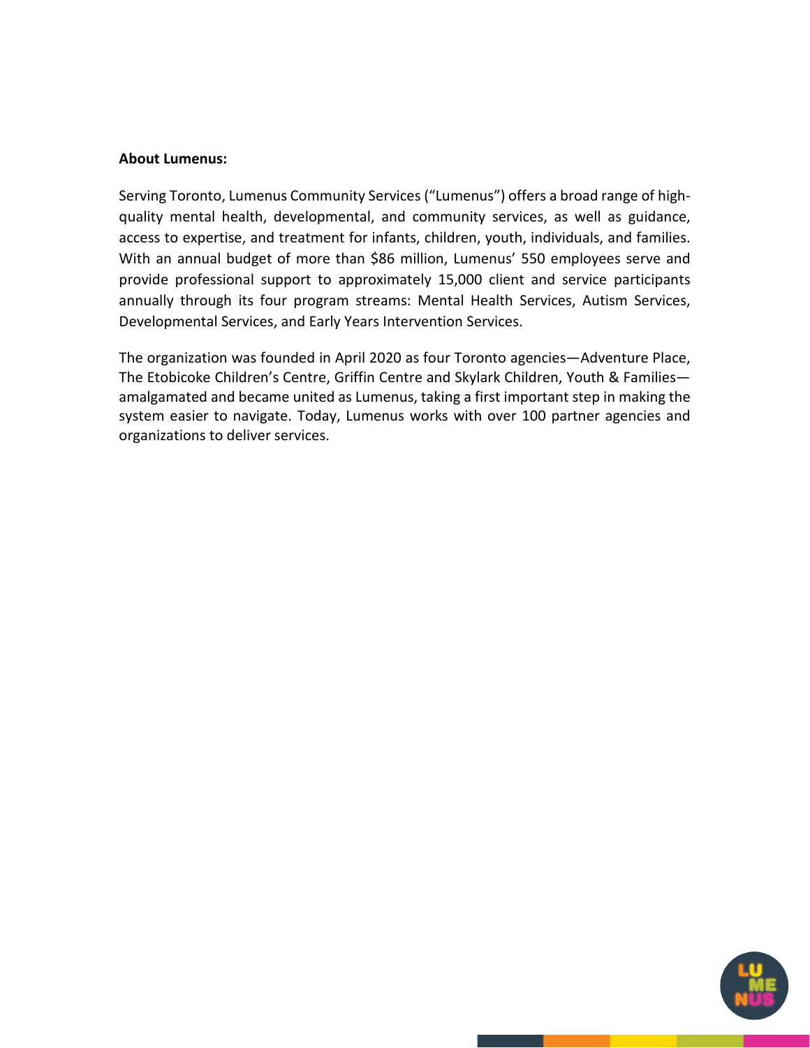**About Lumenus:**

Serving Toronto, Lumenus Community Services ("Lumenus") offers a broad range of high-quality mental health, developmental, and community services, as well as guidance, access to expertise, and treatment for infants, children, youth, individuals, and families. With an annual budget of more than $86 million, Lumenus' 550 employees serve and provide professional support to approximately 15,000 client and service participants annually through its four program streams: Mental Health Services, Autism Services, Developmental Services, and Early Years Intervention Services.

The organization was founded in April 2020 as four Toronto agencies—Adventure Place, The Etobicoke Children's Centre, Griffin Centre and Skylark Children, Youth & Families—amalgamated and became united as Lumenus, taking a first important step in making the system easier to navigate. Today, Lumenus works with over 100 partner agencies and organizations to deliver services.